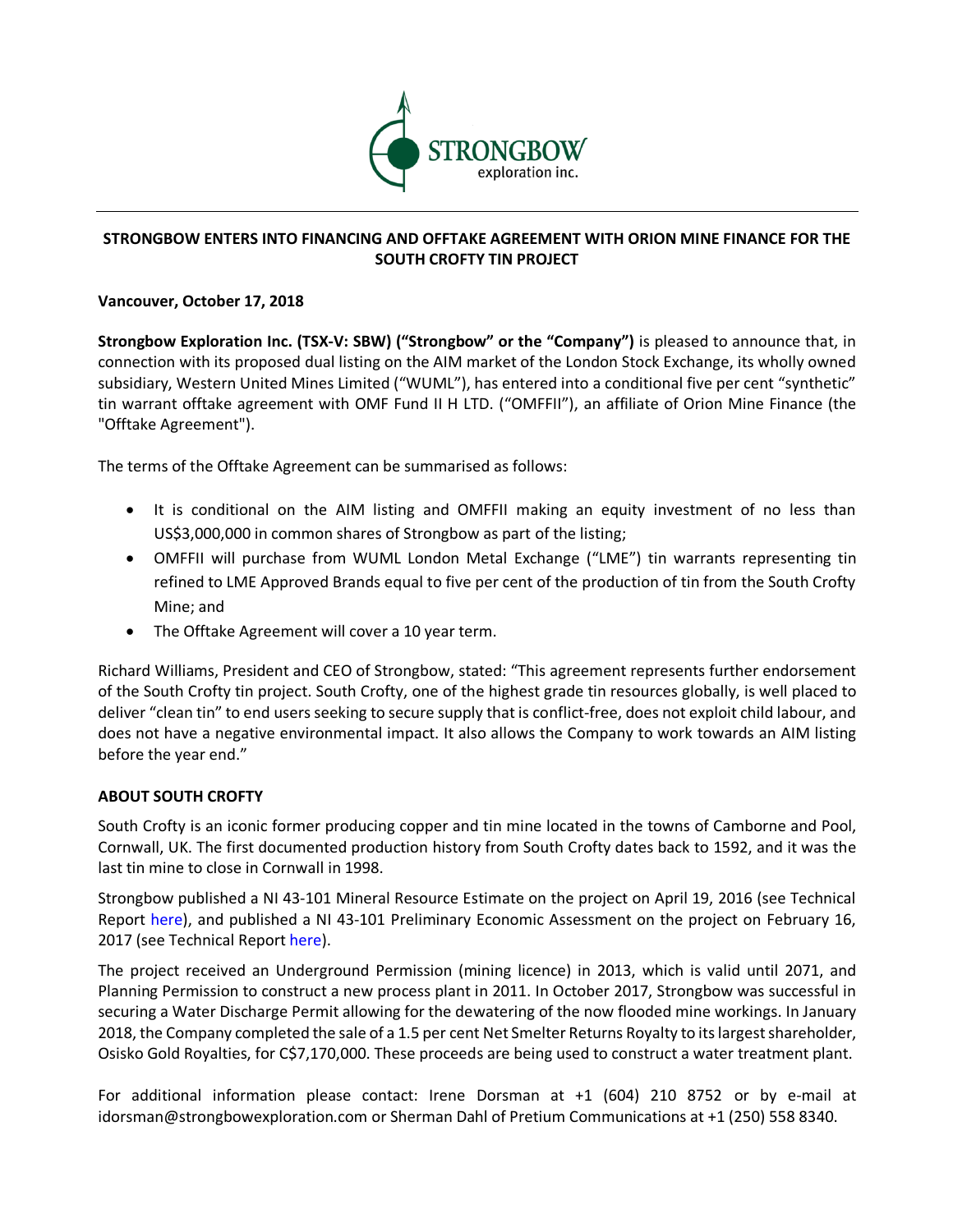STRONGBOW exploration inc.

# STRONGBOW ENTERS INTO FINANCING AND OFFTAKE AGREEMENT WITH ORION MINE FINANCE FOR THE SOUTH CROFTY TIN PROJECT

**Vancouver, October 17, 2018**

**Strongbow Exploration Inc. (TSX-V: SBW) ("Strongbow" or the "Company")** is pleased to announce that, in connection with its proposed dual listing on the AIM market of the London Stock Exchange, its wholly owned subsidiary, Western United Mines Limited ("WUML"), has entered into a conditional five per cent "synthetic" tin warrant offtake agreement with OMF Fund II H LTD. ("OMFFII"), an affiliate of Orion Mine Finance (the "Offtake Agreement").

The terms of the Offtake Agreement can be summarised as follows:

- It is conditional on the AIM listing and OMFFII making an equity investment of no less than US$3,000,000 in common shares of Strongbow as part of the listing;
- OMFFII will purchase from WUML London Metal Exchange ("LME") tin warrants representing tin refined to LME Approved Brands equal to five per cent of the production of tin from the South Crofty Mine; and
- The Offtake Agreement will cover a 10 year term.

Richard Williams, President and CEO of Strongbow, stated: "This agreement represents further endorsement of the South Crofty tin project. South Crofty, one of the highest grade tin resources globally, is well placed to deliver "clean tin" to end users seeking to secure supply that is conflict-free, does not exploit child labour, and does not have a negative environmental impact. It also allows the Company to work towards an AIM listing before the year end."

## ABOUT SOUTH CROFTY

South Crofty is an iconic former producing copper and tin mine located in the towns of Camborne and Pool, Cornwall, UK. The first documented production history from South Crofty dates back to 1592, and it was the last tin mine to close in Cornwall in 1998.

Strongbow published a NI 43-101 Mineral Resource Estimate on the project on April 19, 2016 (see Technical Report here), and published a NI 43-101 Preliminary Economic Assessment on the project on February 16, 2017 (see Technical Report here).

The project received an Underground Permission (mining licence) in 2013, which is valid until 2071, and Planning Permission to construct a new process plant in 2011. In October 2017, Strongbow was successful in securing a Water Discharge Permit allowing for the dewatering of the now flooded mine workings. In January 2018, the Company completed the sale of a 1.5 per cent Net Smelter Returns Royalty to its largest shareholder, Osisko Gold Royalties, for C$7,170,000. These proceeds are being used to construct a water treatment plant.

For additional information please contact: Irene Dorsman at +1 (604) 210 8752 or by e-mail at idorsman@strongbowexploration.com or Sherman Dahl of Pretium Communications at +1 (250) 558 8340.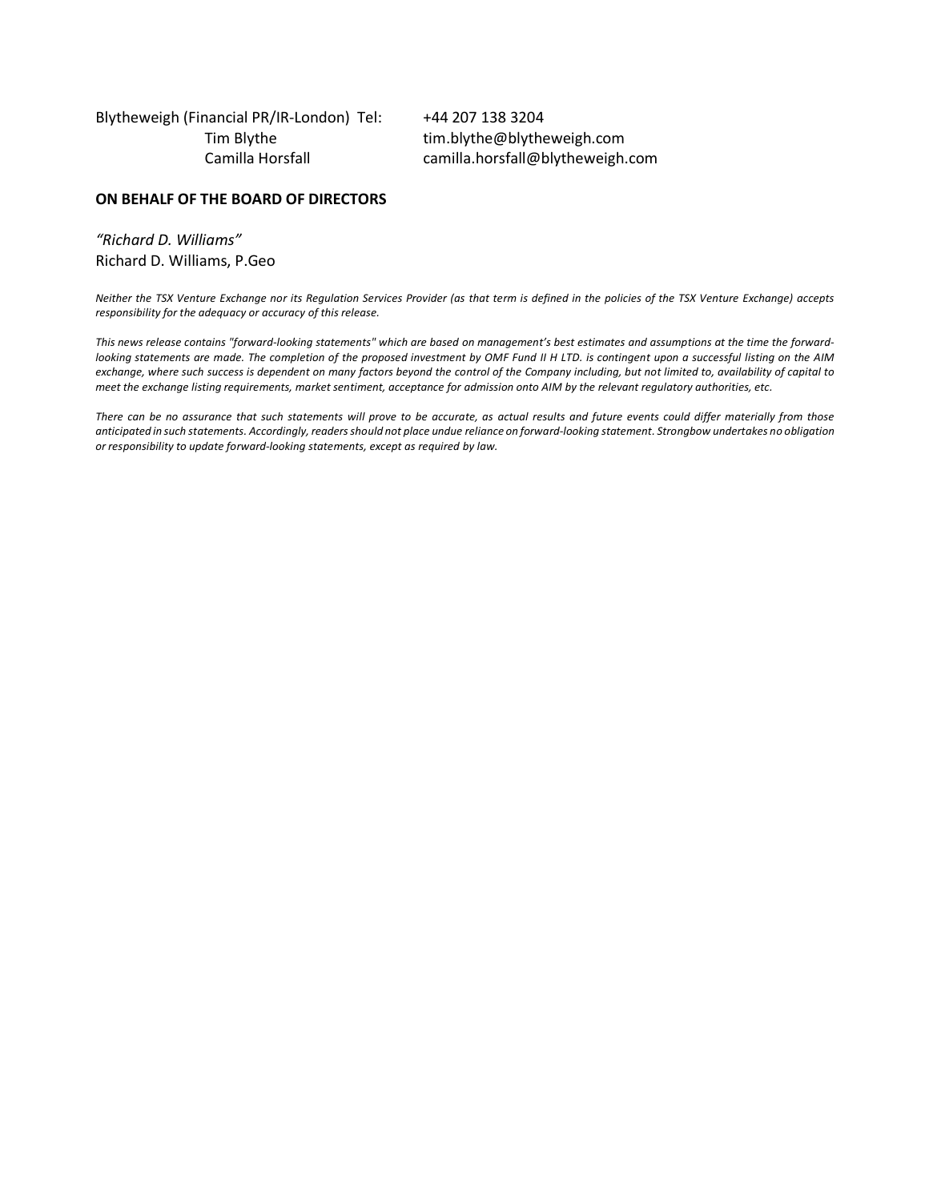Blytheweigh (Financial PR/IR-London) Tel: +44 207 138 3204

Tim Blythe tim.blythe@blytheweigh.com

Camilla Horsfall camilla.horsfall@blytheweigh.com

**ON BEHALF OF THE BOARD OF DIRECTORS**

*"Richard D. Williams"*

Richard D. Williams, P.Geo

*Neither the TSX Venture Exchange nor its Regulation Services Provider (as that term is defined in the policies of the TSX Venture Exchange) accepts responsibility for the adequacy or accuracy of this release.*

*This news release contains "forward-looking statements" which are based on management's best estimates and assumptions at the time the forward-looking statements are made. The completion of the proposed investment by OMF Fund II H LTD. is contingent upon a successful listing on the AIM exchange, where such success is dependent on many factors beyond the control of the Company including, but not limited to, availability of capital to meet the exchange listing requirements, market sentiment, acceptance for admission onto AIM by the relevant regulatory authorities, etc.*

*There can be no assurance that such statements will prove to be accurate, as actual results and future events could differ materially from those anticipated in such statements. Accordingly, readers should not place undue reliance on forward-looking statement. Strongbow undertakes no obligation or responsibility to update forward-looking statements, except as required by law.*